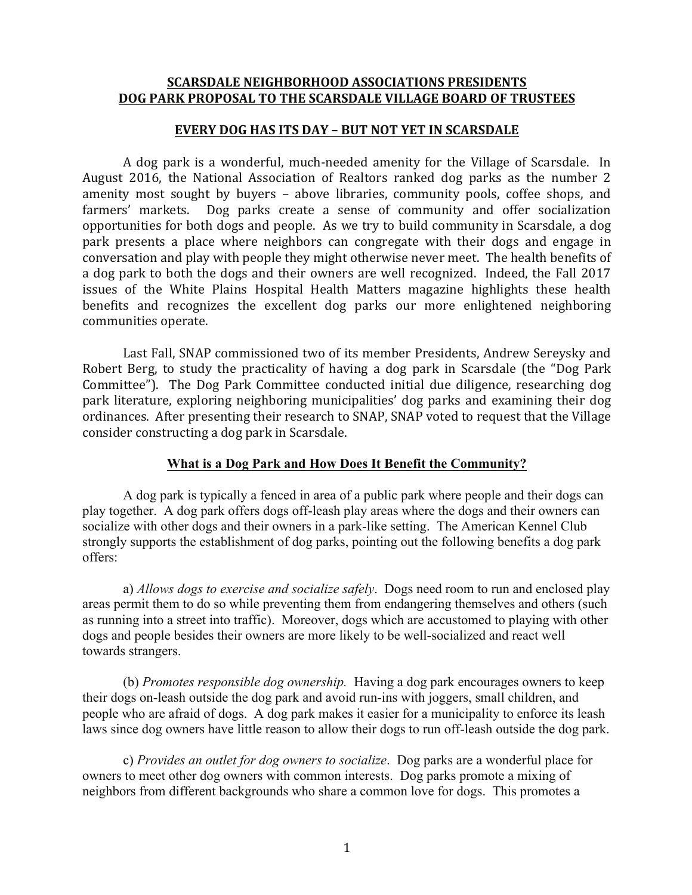## SCARSDALE NEIGHBORHOOD ASSOCIATIONS PRESIDENTS DOG PARK PROPOSAL TO THE SCARSDALE VILLAGE BOARD OF TRUSTEES

### EVERY DOG HAS ITS DAY – BUT NOT YET IN SCARSDALE

A dog park is a wonderful, much-needed amenity for the Village of Scarsdale. In August 2016, the National Association of Realtors ranked dog parks as the number 2 amenity most sought by buyers – above libraries, community pools, coffee shops, and farmers' markets. Dog parks create a sense of community and offer socialization opportunities for both dogs and people. As we try to build community in Scarsdale, a dog park presents a place where neighbors can congregate with their dogs and engage in conversation and play with people they might otherwise never meet. The health benefits of a dog park to both the dogs and their owners are well recognized. Indeed, the Fall 2017 issues of the White Plains Hospital Health Matters magazine highlights these health benefits and recognizes the excellent dog parks our more enlightened neighboring communities operate.

Last Fall, SNAP commissioned two of its member Presidents, Andrew Sereysky and Robert Berg, to study the practicality of having a dog park in Scarsdale (the "Dog Park Committee"). The Dog Park Committee conducted initial due diligence, researching dog park literature, exploring neighboring municipalities' dog parks and examining their dog ordinances. After presenting their research to SNAP, SNAP voted to request that the Village consider constructing a dog park in Scarsdale.

### What is a Dog Park and How Does It Benefit the Community?

A dog park is typically a fenced in area of a public park where people and their dogs can play together. A dog park offers dogs off-leash play areas where the dogs and their owners can socialize with other dogs and their owners in a park-like setting. The American Kennel Club strongly supports the establishment of dog parks, pointing out the following benefits a dog park offers:

a) *Allows dogs to exercise and socialize safely*. Dogs need room to run and enclosed play areas permit them to do so while preventing them from endangering themselves and others (such as running into a street into traffic). Moreover, dogs which are accustomed to playing with other dogs and people besides their owners are more likely to be well-socialized and react well towards strangers.

(b) *Promotes responsible dog ownership.* Having a dog park encourages owners to keep their dogs on-leash outside the dog park and avoid run-ins with joggers, small children, and people who are afraid of dogs. A dog park makes it easier for a municipality to enforce its leash laws since dog owners have little reason to allow their dogs to run off-leash outside the dog park.

c) *Provides an outlet for dog owners to socialize*. Dog parks are a wonderful place for owners to meet other dog owners with common interests. Dog parks promote a mixing of neighbors from different backgrounds who share a common love for dogs. This promotes a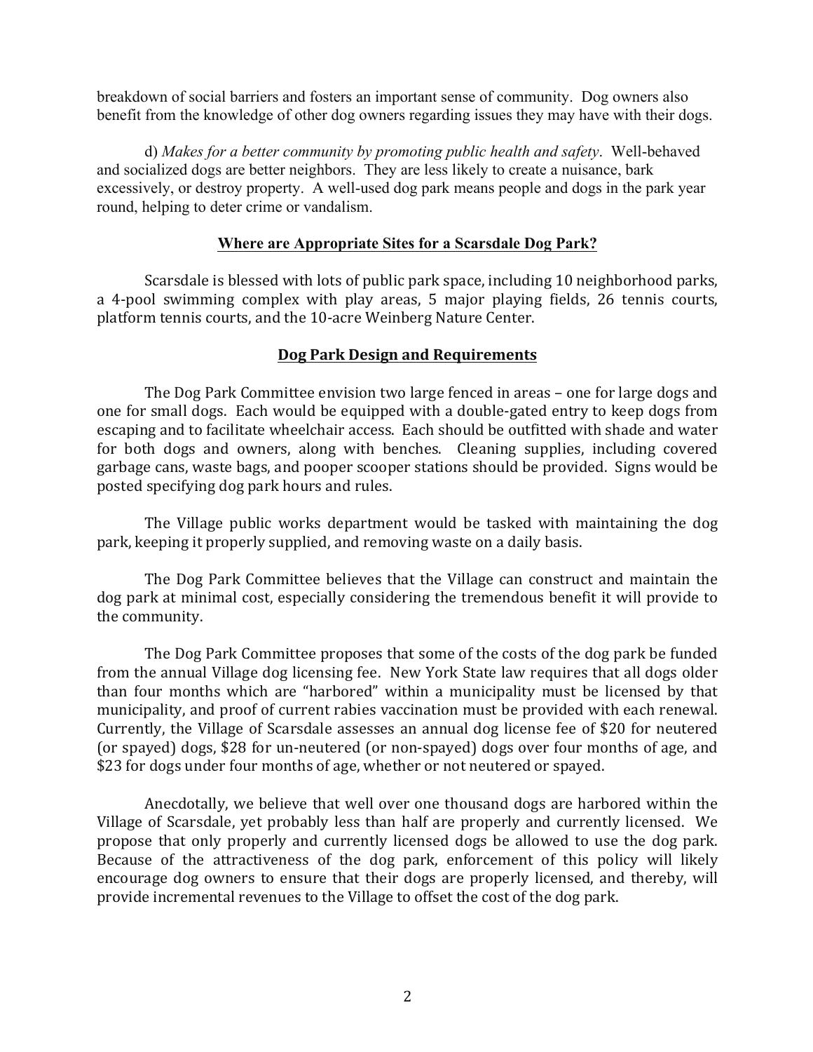breakdown of social barriers and fosters an important sense of community. Dog owners also benefit from the knowledge of other dog owners regarding issues they may have with their dogs.

d) *Makes for a better community by promoting public health and safety*. Well-behaved and socialized dogs are better neighbors. They are less likely to create a nuisance, bark excessively, or destroy property. A well-used dog park means people and dogs in the park year round, helping to deter crime or vandalism.

## **Where are Appropriate Sites for a Scarsdale Dog Park?**

Scarsdale is blessed with lots of public park space, including 10 neighborhood parks, a 4-pool swimming complex with play areas, 5 major playing fields, 26 tennis courts, platform tennis courts, and the 10-acre Weinberg Nature Center.

## **Dog Park Design and Requirements**

The Dog Park Committee envision two large fenced in areas – one for large dogs and one for small dogs. Each would be equipped with a double-gated entry to keep dogs from escaping and to facilitate wheelchair access. Each should be outfitted with shade and water for both dogs and owners, along with benches. Cleaning supplies, including covered garbage cans, waste bags, and pooper scooper stations should be provided. Signs would be posted specifying dog park hours and rules.

The Village public works department would be tasked with maintaining the dog park, keeping it properly supplied, and removing waste on a daily basis.

The Dog Park Committee believes that the Village can construct and maintain the dog park at minimal cost, especially considering the tremendous benefit it will provide to the community.

The Dog Park Committee proposes that some of the costs of the dog park be funded from the annual Village dog licensing fee. New York State law requires that all dogs older than four months which are "harbored" within a municipality must be licensed by that municipality, and proof of current rabies vaccination must be provided with each renewal. Currently, the Village of Scarsdale assesses an annual dog license fee of $20 for neutered (or spayed) dogs, $28 for un-neutered (or non-spayed) dogs over four months of age, and $23 for dogs under four months of age, whether or not neutered or spayed.

Anecdotally, we believe that well over one thousand dogs are harbored within the Village of Scarsdale, yet probably less than half are properly and currently licensed. We propose that only properly and currently licensed dogs be allowed to use the dog park. Because of the attractiveness of the dog park, enforcement of this policy will likely encourage dog owners to ensure that their dogs are properly licensed, and thereby, will provide incremental revenues to the Village to offset the cost of the dog park.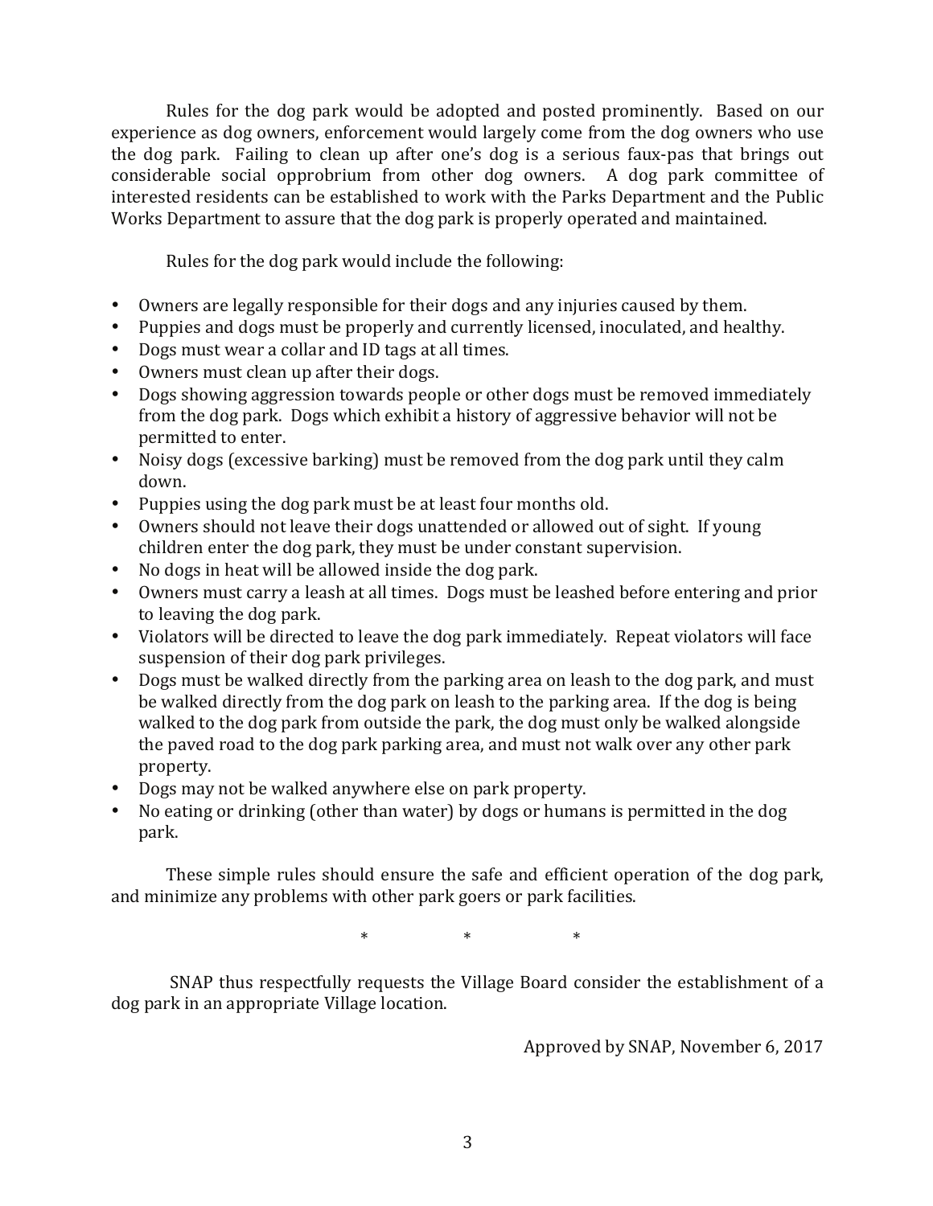Rules for the dog park would be adopted and posted prominently. Based on our experience as dog owners, enforcement would largely come from the dog owners who use the dog park. Failing to clean up after one's dog is a serious faux-pas that brings out considerable social opprobrium from other dog owners. A dog park committee of interested residents can be established to work with the Parks Department and the Public Works Department to assure that the dog park is properly operated and maintained.

Rules for the dog park would include the following:

- Owners are legally responsible for their dogs and any injuries caused by them.
- Puppies and dogs must be properly and currently licensed, inoculated, and healthy.
- Dogs must wear a collar and ID tags at all times.
- Owners must clean up after their dogs.
- Dogs showing aggression towards people or other dogs must be removed immediately from the dog park. Dogs which exhibit a history of aggressive behavior will not be permitted to enter.
- Noisy dogs (excessive barking) must be removed from the dog park until they calm down.
- Puppies using the dog park must be at least four months old.
- Owners should not leave their dogs unattended or allowed out of sight. If young children enter the dog park, they must be under constant supervision.
- No dogs in heat will be allowed inside the dog park.
- Owners must carry a leash at all times. Dogs must be leashed before entering and prior to leaving the dog park.
- Violators will be directed to leave the dog park immediately. Repeat violators will face suspension of their dog park privileges.
- Dogs must be walked directly from the parking area on leash to the dog park, and must be walked directly from the dog park on leash to the parking area. If the dog is being walked to the dog park from outside the park, the dog must only be walked alongside the paved road to the dog park parking area, and must not walk over any other park property.
- Dogs may not be walked anywhere else on park property.
- No eating or drinking (other than water) by dogs or humans is permitted in the dog park.

These simple rules should ensure the safe and efficient operation of the dog park, and minimize any problems with other park goers or park facilities.

\* \* \*

SNAP thus respectfully requests the Village Board consider the establishment of a dog park in an appropriate Village location.

Approved by SNAP, November 6, 2017